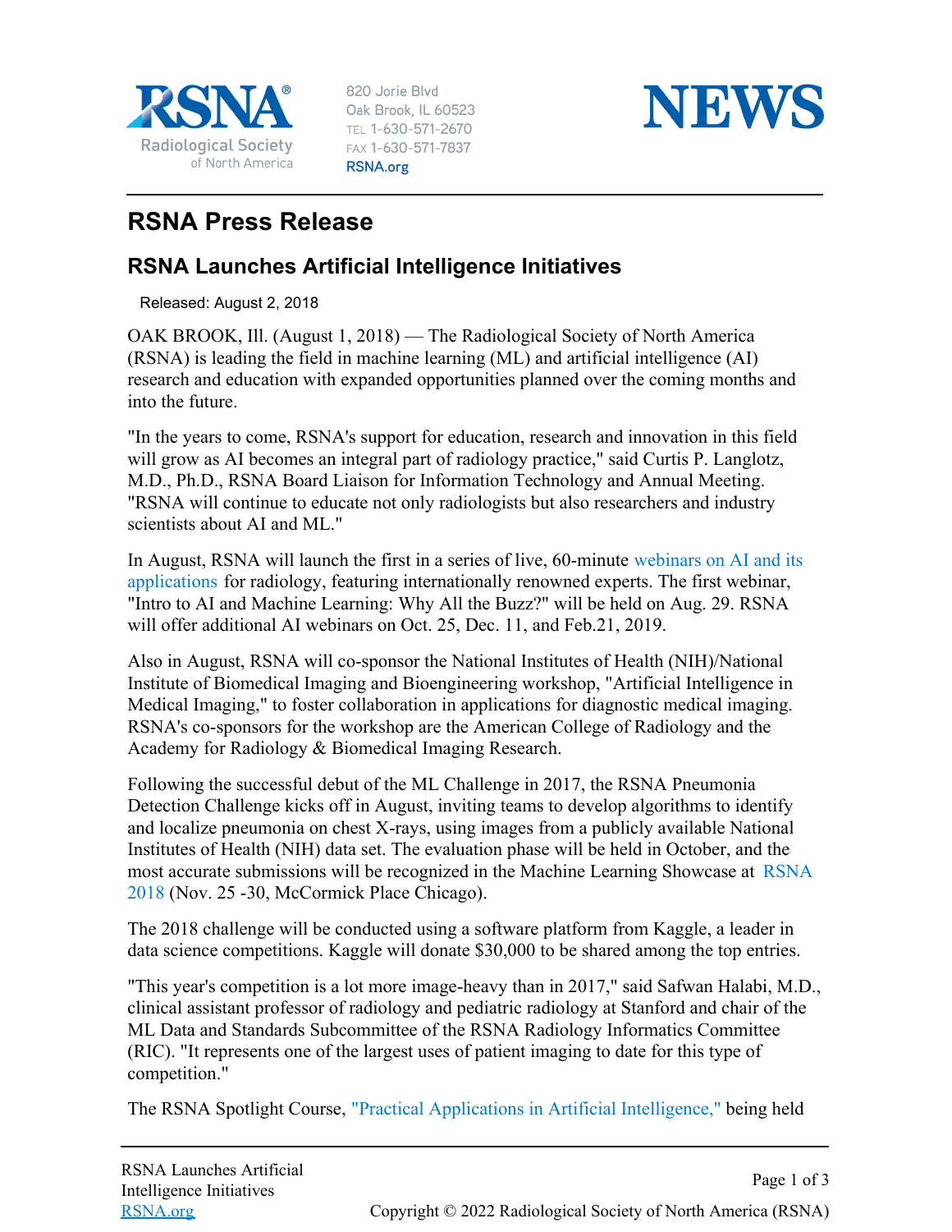RSNA®
Radiological Society of North America

820 Jorie Blvd
Oak Brook, IL 60523
TEL 1-630-571-2670
FAX 1-630-571-7837
RSNA.org

NEWS

# RSNA Press Release

## RSNA Launches Artificial Intelligence Initiatives

Released: August 2, 2018

OAK BROOK, Ill. (August 1, 2018) — The Radiological Society of North America (RSNA) is leading the field in machine learning (ML) and artificial intelligence (AI) research and education with expanded opportunities planned over the coming months and into the future.

"In the years to come, RSNA's support for education, research and innovation in this field will grow as AI becomes an integral part of radiology practice," said Curtis P. Langlotz, M.D., Ph.D., RSNA Board Liaison for Information Technology and Annual Meeting. "RSNA will continue to educate not only radiologists but also researchers and industry scientists about AI and ML."

In August, RSNA will launch the first in a series of live, 60-minute webinars on AI and its applications for radiology, featuring internationally renowned experts. The first webinar, "Intro to AI and Machine Learning: Why All the Buzz?" will be held on Aug. 29. RSNA will offer additional AI webinars on Oct. 25, Dec. 11, and Feb.21, 2019.

Also in August, RSNA will co-sponsor the National Institutes of Health (NIH)/National Institute of Biomedical Imaging and Bioengineering workshop, "Artificial Intelligence in Medical Imaging," to foster collaboration in applications for diagnostic medical imaging. RSNA's co-sponsors for the workshop are the American College of Radiology and the Academy for Radiology & Biomedical Imaging Research.

Following the successful debut of the ML Challenge in 2017, the RSNA Pneumonia Detection Challenge kicks off in August, inviting teams to develop algorithms to identify and localize pneumonia on chest X-rays, using images from a publicly available National Institutes of Health (NIH) data set. The evaluation phase will be held in October, and the most accurate submissions will be recognized in the Machine Learning Showcase at RSNA 2018 (Nov. 25 -30, McCormick Place Chicago).

The 2018 challenge will be conducted using a software platform from Kaggle, a leader in data science competitions. Kaggle will donate $30,000 to be shared among the top entries.

"This year's competition is a lot more image-heavy than in 2017," said Safwan Halabi, M.D., clinical assistant professor of radiology and pediatric radiology at Stanford and chair of the ML Data and Standards Subcommittee of the RSNA Radiology Informatics Committee (RIC). "It represents one of the largest uses of patient imaging to date for this type of competition."

The RSNA Spotlight Course, "Practical Applications in Artificial Intelligence," being held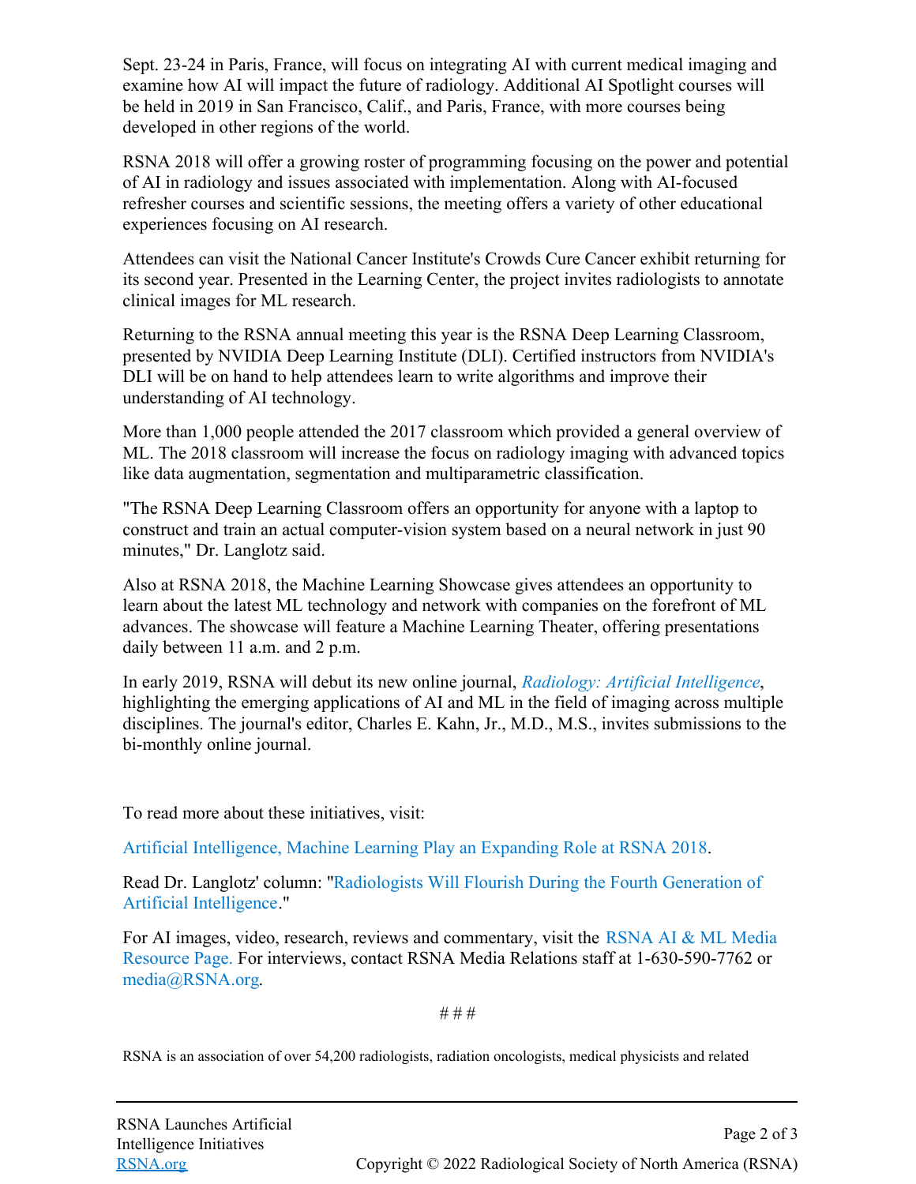Sept. 23-24 in Paris, France, will focus on integrating AI with current medical imaging and examine how AI will impact the future of radiology. Additional AI Spotlight courses will be held in 2019 in San Francisco, Calif., and Paris, France, with more courses being developed in other regions of the world.

RSNA 2018 will offer a growing roster of programming focusing on the power and potential of AI in radiology and issues associated with implementation. Along with AI-focused refresher courses and scientific sessions, the meeting offers a variety of other educational experiences focusing on AI research.

Attendees can visit the National Cancer Institute's Crowds Cure Cancer exhibit returning for its second year. Presented in the Learning Center, the project invites radiologists to annotate clinical images for ML research.

Returning to the RSNA annual meeting this year is the RSNA Deep Learning Classroom, presented by NVIDIA Deep Learning Institute (DLI). Certified instructors from NVIDIA's DLI will be on hand to help attendees learn to write algorithms and improve their understanding of AI technology.

More than 1,000 people attended the 2017 classroom which provided a general overview of ML. The 2018 classroom will increase the focus on radiology imaging with advanced topics like data augmentation, segmentation and multiparametric classification.

"The RSNA Deep Learning Classroom offers an opportunity for anyone with a laptop to construct and train an actual computer-vision system based on a neural network in just 90 minutes," Dr. Langlotz said.

Also at RSNA 2018, the Machine Learning Showcase gives attendees an opportunity to learn about the latest ML technology and network with companies on the forefront of ML advances. The showcase will feature a Machine Learning Theater, offering presentations daily between 11 a.m. and 2 p.m.

In early 2019, RSNA will debut its new online journal, *Radiology: Artificial Intelligence*, highlighting the emerging applications of AI and ML in the field of imaging across multiple disciplines. The journal's editor, Charles E. Kahn, Jr., M.D., M.S., invites submissions to the bi-monthly online journal.

To read more about these initiatives, visit:

Artificial Intelligence, Machine Learning Play an Expanding Role at RSNA 2018.

Read Dr. Langlotz' column: "Radiologists Will Flourish During the Fourth Generation of Artificial Intelligence."

For AI images, video, research, reviews and commentary, visit the RSNA AI & ML Media Resource Page. For interviews, contact RSNA Media Relations staff at 1-630-590-7762 or media@RSNA.org.

# # #

RSNA is an association of over 54,200 radiologists, radiation oncologists, medical physicists and related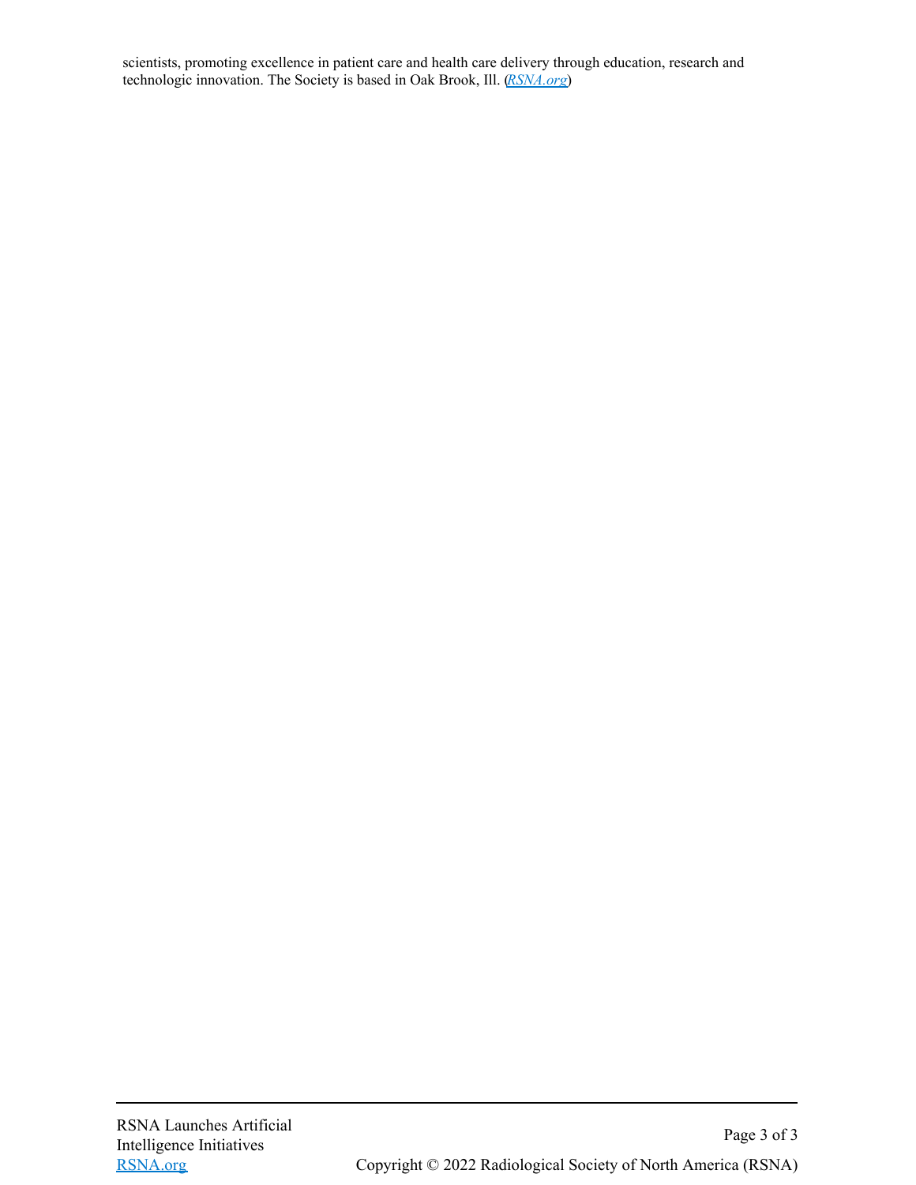scientists, promoting excellence in patient care and health care delivery through education, research and technologic innovation. The Society is based in Oak Brook, Ill. (*RSNA.org*)